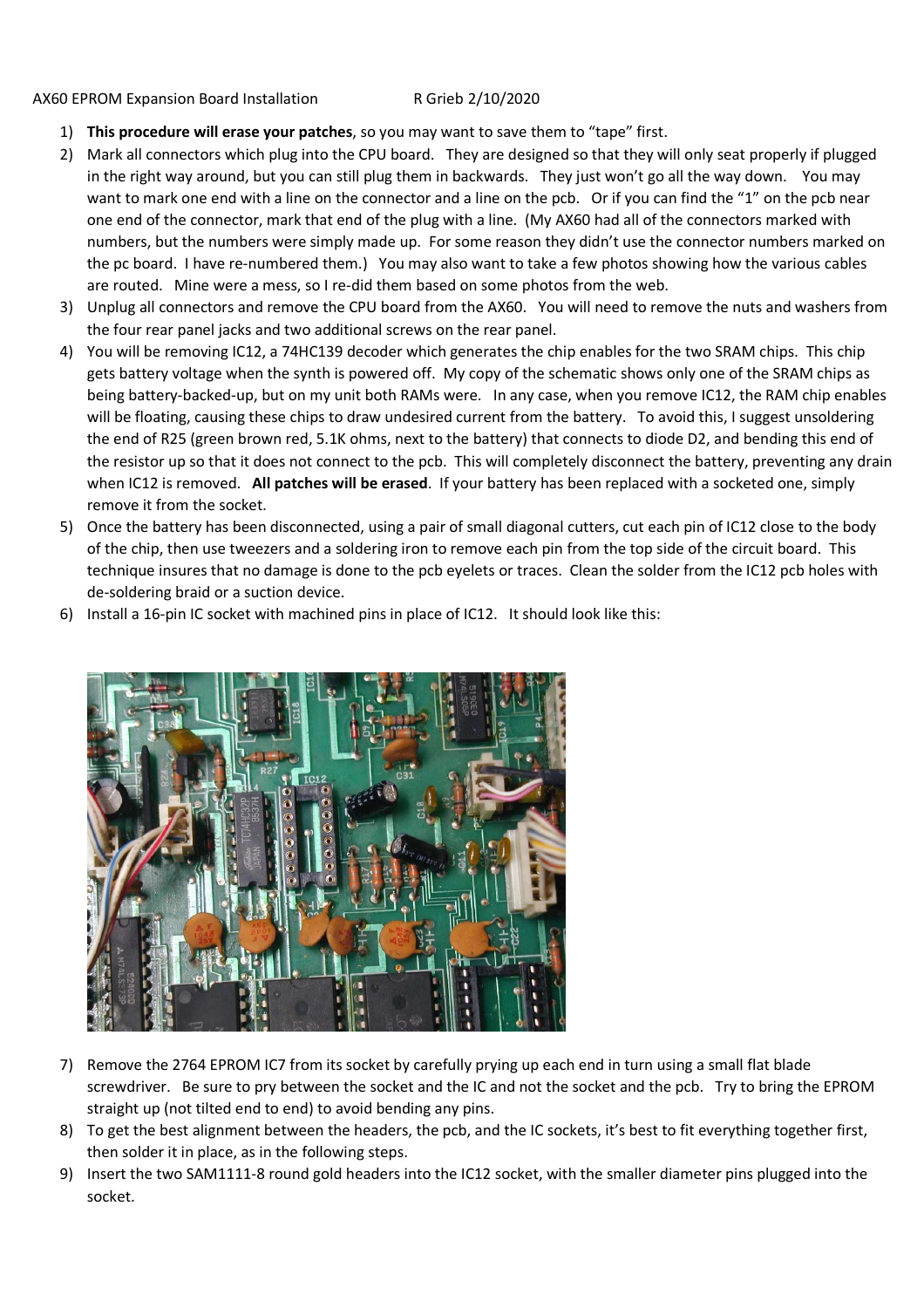AX60 EPROM Expansion Board Installation R Grieb 2/10/2020

1) **This procedure will erase your patches**, so you may want to save them to "tape" first.
2) Mark all connectors which plug into the CPU board. They are designed so that they will only seat properly if plugged in the right way around, but you can still plug them in backwards. They just won't go all the way down. You may want to mark one end with a line on the connector and a line on the pcb. Or if you can find the "1" on the pcb near one end of the connector, mark that end of the plug with a line. (My AX60 had all of the connectors marked with numbers, but the numbers were simply made up. For some reason they didn't use the connector numbers marked on the pc board. I have re-numbered them.) You may also want to take a few photos showing how the various cables are routed. Mine were a mess, so I re-did them based on some photos from the web.
3) Unplug all connectors and remove the CPU board from the AX60. You will need to remove the nuts and washers from the four rear panel jacks and two additional screws on the rear panel.
4) You will be removing IC12, a 74HC139 decoder which generates the chip enables for the two SRAM chips. This chip gets battery voltage when the synth is powered off. My copy of the schematic shows only one of the SRAM chips as being battery-backed-up, but on my unit both RAMs were. In any case, when you remove IC12, the RAM chip enables will be floating, causing these chips to draw undesired current from the battery. To avoid this, I suggest unsoldering the end of R25 (green brown red, 5.1K ohms, next to the battery) that connects to diode D2, and bending this end of the resistor up so that it does not connect to the pcb. This will completely disconnect the battery, preventing any drain when IC12 is removed. **All patches will be erased**. If your battery has been replaced with a socketed one, simply remove it from the socket.
5) Once the battery has been disconnected, using a pair of small diagonal cutters, cut each pin of IC12 close to the body of the chip, then use tweezers and a soldering iron to remove each pin from the top side of the circuit board. This technique insures that no damage is done to the pcb eyelets or traces. Clean the solder from the IC12 pcb holes with de-soldering braid or a suction device.
6) Install a 16-pin IC socket with machined pins in place of IC12. It should look like this:

7) Remove the 2764 EPROM IC7 from its socket by carefully prying up each end in turn using a small flat blade screwdriver. Be sure to pry between the socket and the IC and not the socket and the pcb. Try to bring the EPROM straight up (not tilted end to end) to avoid bending any pins.
8) To get the best alignment between the headers, the pcb, and the IC sockets, it's best to fit everything together first, then solder it in place, as in the following steps.
9) Insert the two SAM1111-8 round gold headers into the IC12 socket, with the smaller diameter pins plugged into the socket.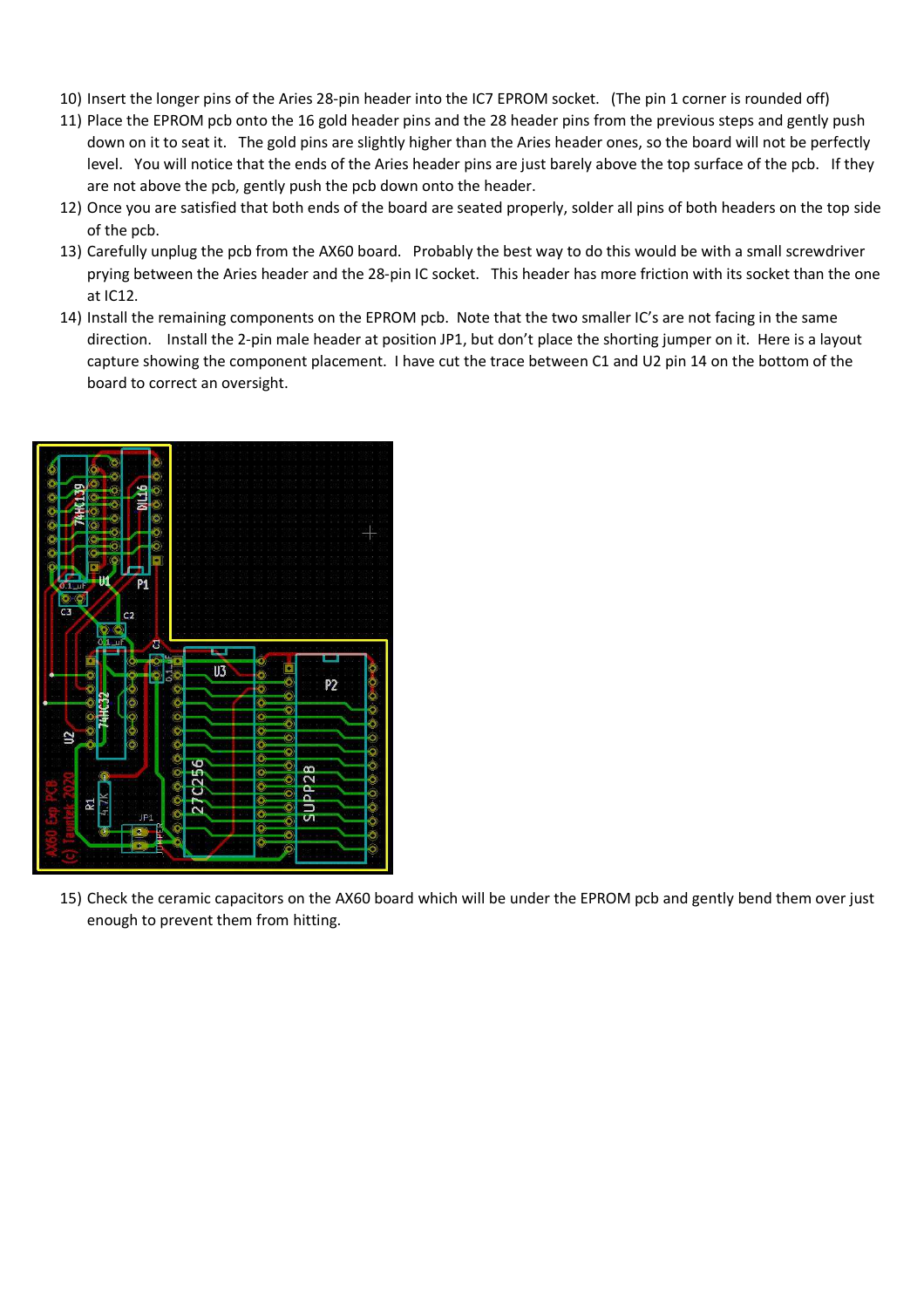10) Insert the longer pins of the Aries 28-pin header into the IC7 EPROM socket. (The pin 1 corner is rounded off)
11) Place the EPROM pcb onto the 16 gold header pins and the 28 header pins from the previous steps and gently push down on it to seat it. The gold pins are slightly higher than the Aries header ones, so the board will not be perfectly level. You will notice that the ends of the Aries header pins are just barely above the top surface of the pcb. If they are not above the pcb, gently push the pcb down onto the header.
12) Once you are satisfied that both ends of the board are seated properly, solder all pins of both headers on the top side of the pcb.
13) Carefully unplug the pcb from the AX60 board. Probably the best way to do this would be with a small screwdriver prying between the Aries header and the 28-pin IC socket. This header has more friction with its socket than the one at IC12.
14) Install the remaining components on the EPROM pcb. Note that the two smaller IC's are not facing in the same direction. Install the 2-pin male header at position JP1, but don't place the shorting jumper on it. Here is a layout capture showing the component placement. I have cut the trace between C1 and U2 pin 14 on the bottom of the board to correct an oversight.
15) Check the ceramic capacitors on the AX60 board which will be under the EPROM pcb and gently bend them over just enough to prevent them from hitting.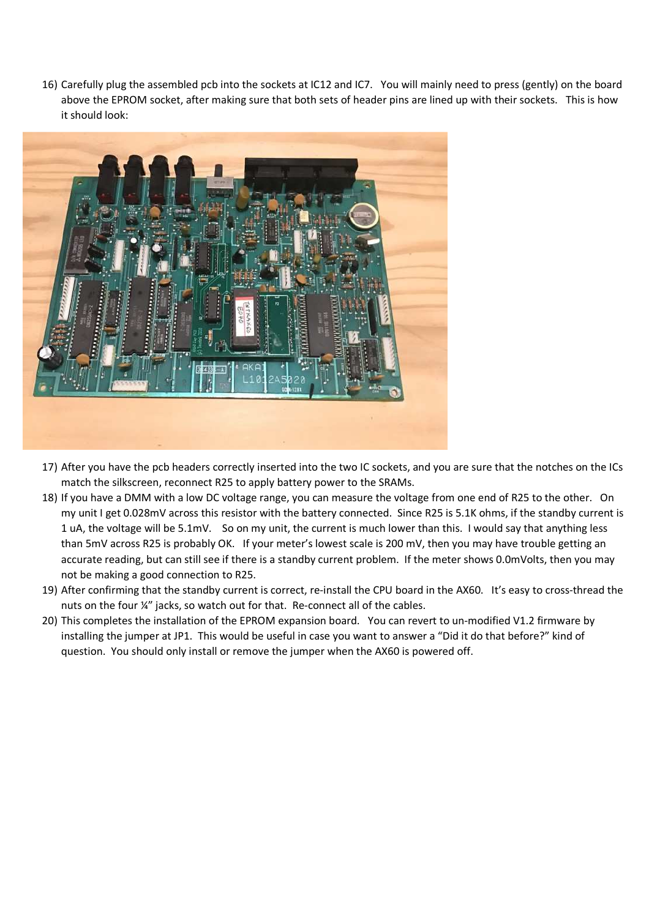16) Carefully plug the assembled pcb into the sockets at IC12 and IC7. You will mainly need to press (gently) on the board above the EPROM socket, after making sure that both sets of header pins are lined up with their sockets. This is how it should look:

17) After you have the pcb headers correctly inserted into the two IC sockets, and you are sure that the notches on the ICs match the silkscreen, reconnect R25 to apply battery power to the SRAMs.
18) If you have a DMM with a low DC voltage range, you can measure the voltage from one end of R25 to the other. On my unit I get 0.028mV across this resistor with the battery connected. Since R25 is 5.1K ohms, if the standby current is 1 uA, the voltage will be 5.1mV. So on my unit, the current is much lower than this. I would say that anything less than 5mV across R25 is probably OK. If your meter's lowest scale is 200 mV, then you may have trouble getting an accurate reading, but can still see if there is a standby current problem. If the meter shows 0.0mVolts, then you may not be making a good connection to R25.
19) After confirming that the standby current is correct, re-install the CPU board in the AX60. It's easy to cross-thread the nuts on the four ¼" jacks, so watch out for that. Re-connect all of the cables.
20) This completes the installation of the EPROM expansion board. You can revert to un-modified V1.2 firmware by installing the jumper at JP1. This would be useful in case you want to answer a "Did it do that before?" kind of question. You should only install or remove the jumper when the AX60 is powered off.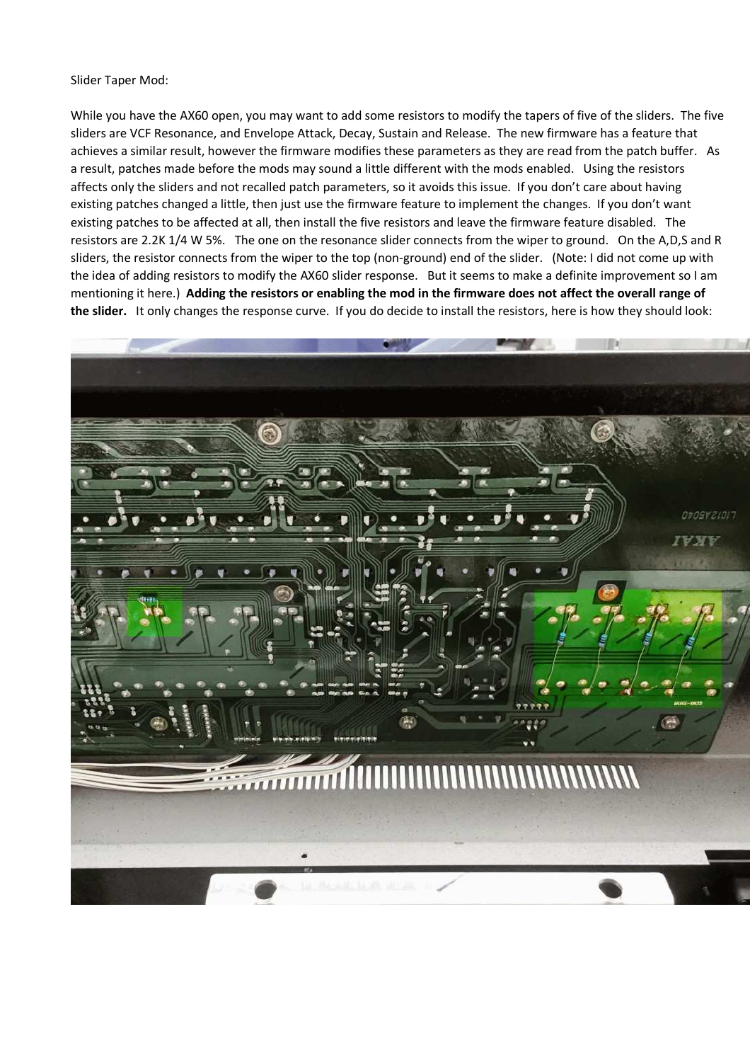Slider Taper Mod:

While you have the AX60 open, you may want to add some resistors to modify the tapers of five of the sliders. The five sliders are VCF Resonance, and Envelope Attack, Decay, Sustain and Release. The new firmware has a feature that achieves a similar result, however the firmware modifies these parameters as they are read from the patch buffer. As a result, patches made before the mods may sound a little different with the mods enabled. Using the resistors affects only the sliders and not recalled patch parameters, so it avoids this issue. If you don't care about having existing patches changed a little, then just use the firmware feature to implement the changes. If you don't want existing patches to be affected at all, then install the five resistors and leave the firmware feature disabled. The resistors are 2.2K 1/4 W 5%. The one on the resonance slider connects from the wiper to ground. On the A,D,S and R sliders, the resistor connects from the wiper to the top (non-ground) end of the slider. (Note: I did not come up with the idea of adding resistors to modify the AX60 slider response. But it seems to make a definite improvement so I am mentioning it here.) **Adding the resistors or enabling the mod in the firmware does not affect the overall range of the slider.** It only changes the response curve. If you do decide to install the resistors, here is how they should look: